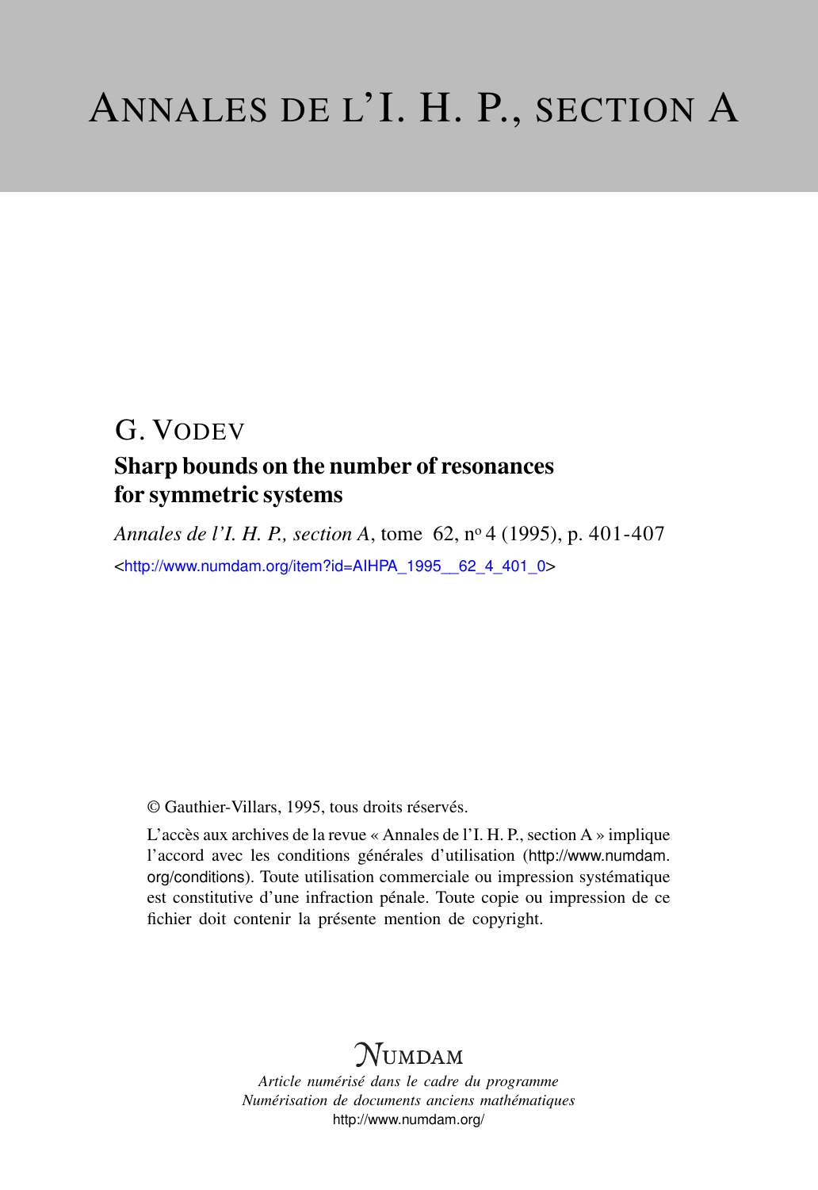# ANNALES DE L'I. H. P., SECTION A

G. VODEV

## Sharp bounds on the number of resonances for symmetric systems

*Annales de l'I. H. P., section A*, tome 62, n° 4 (1995), p. 401-407

<http://www.numdam.org/item?id=AIHPA_1995__62_4_401_0>

© Gauthier-Villars, 1995, tous droits réservés.

L'accès aux archives de la revue « Annales de l'I. H. P., section A » implique l'accord avec les conditions générales d'utilisation (http://www.numdam.org/conditions). Toute utilisation commerciale ou impression systématique est constitutive d'une infraction pénale. Toute copie ou impression de ce fichier doit contenir la présente mention de copyright.

NUMDAM

*Article numérisé dans le cadre du programme Numérisation de documents anciens mathématiques*
http://www.numdam.org/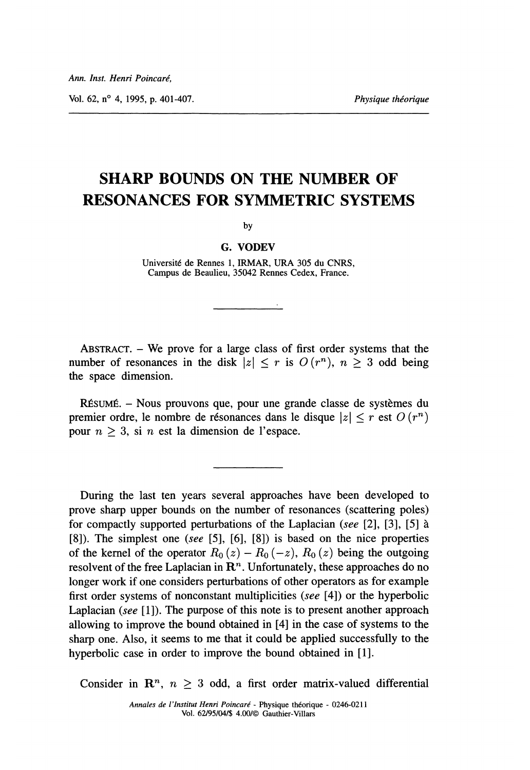# SHARP BOUNDS ON THE NUMBER OF RESONANCES FOR SYMMETRIC SYSTEMS

by

G. VODEV

Université de Rennes 1, IRMAR, URA 305 du CNRS,
Campus de Beaulieu, 35042 Rennes Cedex, France.

ABSTRACT. – We prove for a large class of first order systems that the number of resonances in the disk $|z| \leq r$ is $O(r^n)$, $n \geq 3$ odd being the space dimension.

RÉSUMÉ. – Nous prouvons que, pour une grande classe de systèmes du premier ordre, le nombre de résonances dans le disque $|z| \leq r$ est $O(r^n)$ pour $n \geq 3$, si $n$ est la dimension de l'espace.

During the last ten years several approaches have been developed to prove sharp upper bounds on the number of resonances (scattering poles) for compactly supported perturbations of the Laplacian (*see* [2], [3], [5] à [8]). The simplest one (*see* [5], [6], [8]) is based on the nice properties of the kernel of the operator $R_0(z) - R_0(-z)$, $R_0(z)$ being the outgoing resolvent of the free Laplacian in $\mathbf{R}^n$. Unfortunately, these approaches do no longer work if one considers perturbations of other operators as for example first order systems of nonconstant multiplicities (*see* [4]) or the hyperbolic Laplacian (*see* [1]). The purpose of this note is to present another approach allowing to improve the bound obtained in [4] in the case of systems to the sharp one. Also, it seems to me that it could be applied successfully to the hyperbolic case in order to improve the bound obtained in [1].

Consider in $\mathbf{R}^n$, $n \geq 3$ odd, a first order matrix-valued differential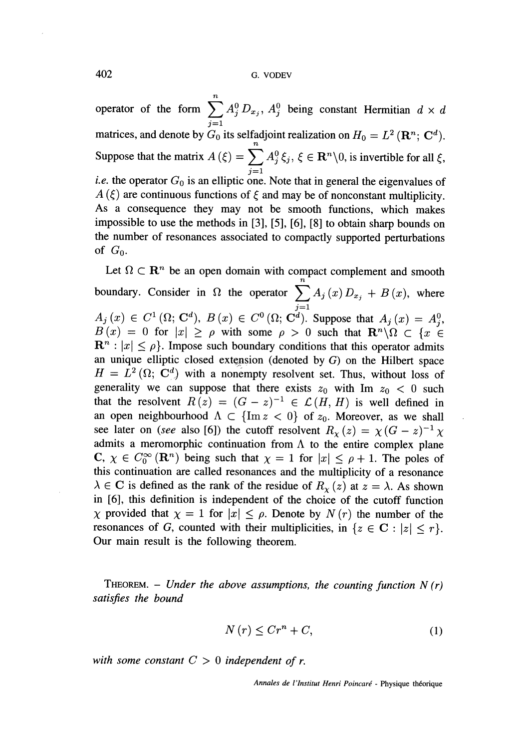operator of the form $\sum_{j=1}^{n} A_j^0 D_{x_j}$, $A_j^0$ being constant Hermitian $d \times d$ matrices, and denote by $G_0$ its selfadjoint realization on $H_0 = L^2(\mathbf{R}^n; \mathbf{C}^d)$. Suppose that the matrix $A(\xi) = \sum_{j=1}^{n} A_j^0 \xi_j$, $\xi \in \mathbf{R}^n \backslash 0$, is invertible for all $\xi$, *i.e.* the operator $G_0$ is an elliptic one. Note that in general the eigenvalues of $A(\xi)$ are continuous functions of $\xi$ and may be of nonconstant multiplicity. As a consequence they may not be smooth functions, which makes impossible to use the methods in [3], [5], [6], [8] to obtain sharp bounds on the number of resonances associated to compactly supported perturbations of $G_0$.

Let $\Omega \subset \mathbf{R}^n$ be an open domain with compact complement and smooth boundary. Consider in $\Omega$ the operator $\sum_{j=1}^{n} A_j(x) D_{x_j} + B(x)$, where $A_j(x) \in C^1(\Omega; \mathbf{C}^d)$, $B(x) \in C^0(\Omega; \mathbf{C}^d)$. Suppose that $A_j(x) = A_j^0$, $B(x) = 0$ for $|x| \geq \rho$ with some $\rho > 0$ such that $\mathbf{R}^n \backslash \Omega \subset \{x \in \mathbf{R}^n : |x| \leq \rho\}$. Impose such boundary conditions that this operator admits an unique elliptic closed extension (denoted by $G$) on the Hilbert space $H = L^2(\Omega; \mathbf{C}^d)$ with a nonempty resolvent set. Thus, without loss of generality we can suppose that there exists $z_0$ with $\operatorname{Im} z_0 < 0$ such that the resolvent $R(z) = (G - z)^{-1} \in \mathcal{L}(H, H)$ is well defined in an open neighbourhood $\Lambda \subset \{\operatorname{Im} z < 0\}$ of $z_0$. Moreover, as we shall see later on (*see* also [6]) the cutoff resolvent $R_\chi(z) = \chi (G - z)^{-1} \chi$ admits a meromorphic continuation from $\Lambda$ to the entire complex plane $\mathbf{C}$, $\chi \in C_0^\infty(\mathbf{R}^n)$ being such that $\chi = 1$ for $|x| \leq \rho + 1$. The poles of this continuation are called resonances and the multiplicity of a resonance $\lambda \in \mathbf{C}$ is defined as the rank of the residue of $R_\chi(z)$ at $z = \lambda$. As shown in [6], this definition is independent of the choice of the cutoff function $\chi$ provided that $\chi = 1$ for $|x| \leq \rho$. Denote by $N(r)$ the number of the resonances of $G$, counted with their multiplicities, in $\{z \in \mathbf{C} : |z| \leq r\}$. Our main result is the following theorem.

THEOREM. – *Under the above assumptions, the counting function $N(r)$ satisfies the bound*

$$N(r) \leq C r^n + C, \tag{1}$$

*with some constant $C > 0$ independent of r.*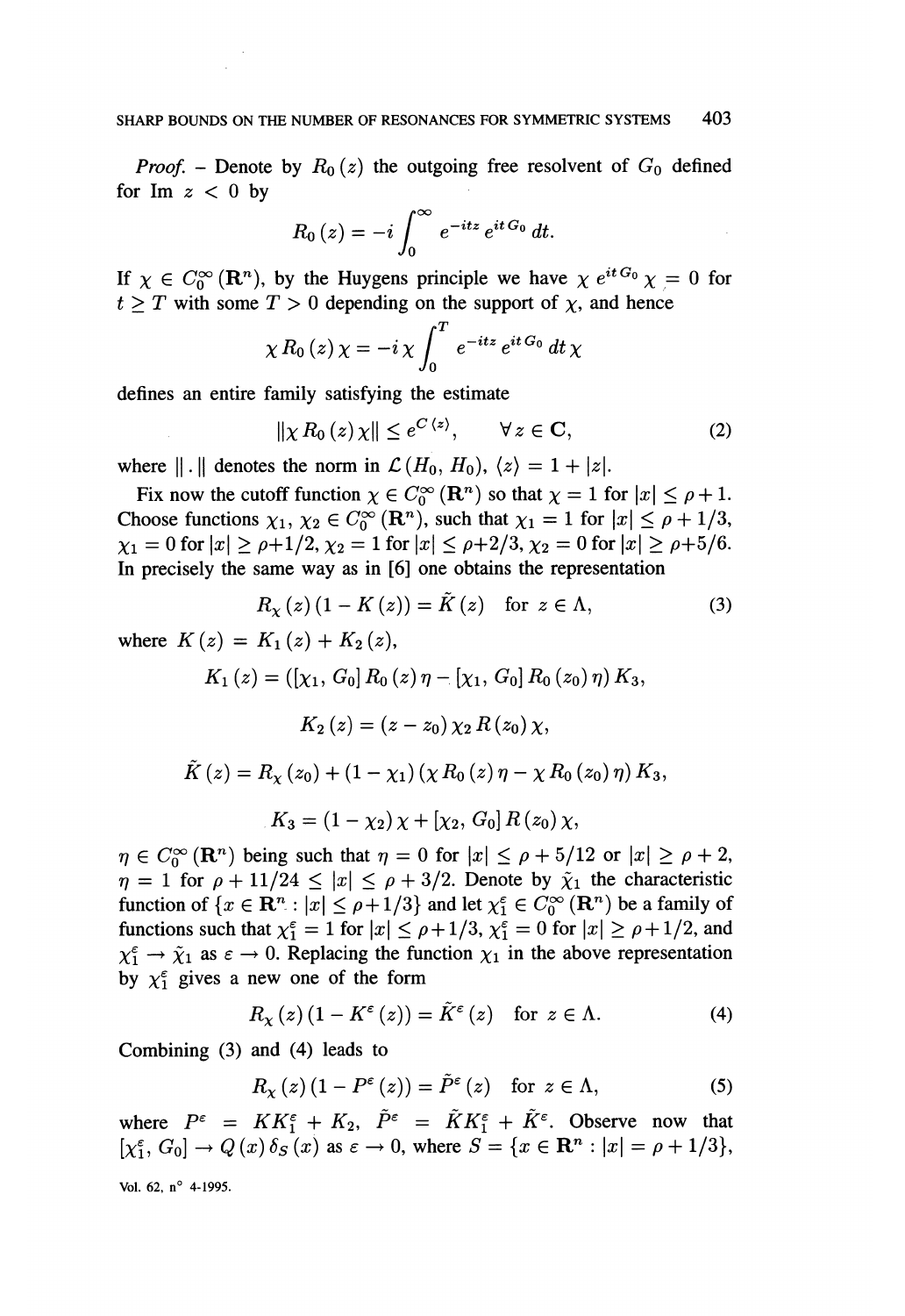*Proof.* – Denote by $R_0(z)$ the outgoing free resolvent of $G_0$ defined for Im $z < 0$ by

$$R_0(z) = -i \int_0^\infty e^{-itz} e^{itG_0} dt.$$

If $\chi \in C_0^\infty(\mathbf{R}^n)$, by the Huygens principle we have $\chi e^{itG_0} \chi = 0$ for $t \geq T$ with some $T > 0$ depending on the support of $\chi$, and hence

$$\chi R_0(z) \chi = -i \chi \int_0^T e^{-itz} e^{itG_0} dt \chi$$

defines an entire family satisfying the estimate

$$\|\chi R_0(z) \chi\| \leq e^{C\langle z \rangle}, \qquad \forall z \in \mathbf{C}, \tag{2}$$

where $\|\,.\,\|$ denotes the norm in $\mathcal{L}(H_0, H_0)$, $\langle z \rangle = 1 + |z|$.

Fix now the cutoff function $\chi \in C_0^\infty(\mathbf{R}^n)$ so that $\chi = 1$ for $|x| \leq \rho + 1$. Choose functions $\chi_1, \chi_2 \in C_0^\infty(\mathbf{R}^n)$, such that $\chi_1 = 1$ for $|x| \leq \rho + 1/3$, $\chi_1 = 0$ for $|x| \geq \rho + 1/2$, $\chi_2 = 1$ for $|x| \leq \rho + 2/3$, $\chi_2 = 0$ for $|x| \geq \rho + 5/6$. In precisely the same way as in [6] one obtains the representation

$$R_\chi(z)(1 - K(z)) = \tilde{K}(z) \quad \text{for } z \in \Lambda, \tag{3}$$

where $K(z) = K_1(z) + K_2(z)$,

$$K_1(z) = ([\chi_1, G_0] R_0(z) \eta - [\chi_1, G_0] R_0(z_0) \eta) K_3,$$

$$K_2(z) = (z - z_0) \chi_2 R(z_0) \chi,$$

$$\tilde{K}(z) = R_\chi(z_0) + (1 - \chi_1)(\chi R_0(z) \eta - \chi R_0(z_0) \eta) K_3,$$

$$K_3 = (1 - \chi_2)\chi + [\chi_2, G_0] R(z_0) \chi,$$

$\eta \in C_0^\infty(\mathbf{R}^n)$ being such that $\eta = 0$ for $|x| \leq \rho + 5/12$ or $|x| \geq \rho + 2$, $\eta = 1$ for $\rho + 11/24 \leq |x| \leq \rho + 3/2$. Denote by $\tilde{\chi}_1$ the characteristic function of $\{x \in \mathbf{R}^n : |x| \leq \rho + 1/3\}$ and let $\chi_1^\varepsilon \in C_0^\infty(\mathbf{R}^n)$ be a family of functions such that $\chi_1^\varepsilon = 1$ for $|x| \leq \rho + 1/3$, $\chi_1^\varepsilon = 0$ for $|x| \geq \rho + 1/2$, and $\chi_1^\varepsilon \to \tilde{\chi}_1$ as $\varepsilon \to 0$. Replacing the function $\chi_1$ in the above representation by $\chi_1^\varepsilon$ gives a new one of the form

$$R_\chi(z)(1 - K^\varepsilon(z)) = \tilde{K}^\varepsilon(z) \quad \text{for } z \in \Lambda. \tag{4}$$

Combining (3) and (4) leads to

$$R_\chi(z)(1 - P^\varepsilon(z)) = \tilde{P}^\varepsilon(z) \quad \text{for } z \in \Lambda, \tag{5}$$

where $P^\varepsilon = K K_1^\varepsilon + K_2$, $\tilde{P}^\varepsilon = \tilde{K} K_1^\varepsilon + \tilde{K}^\varepsilon$. Observe now that $[\chi_1^\varepsilon, G_0] \to Q(x) \delta_S(x)$ as $\varepsilon \to 0$, where $S = \{x \in \mathbf{R}^n : |x| = \rho + 1/3\}$,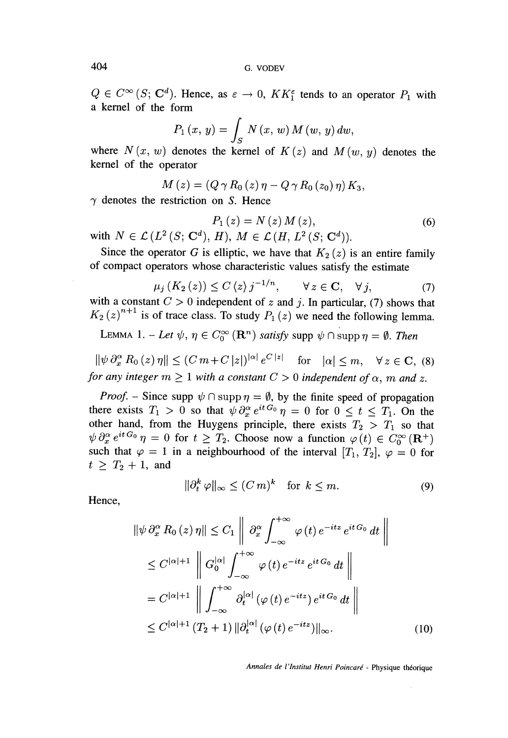$Q \in C^\infty(S; \mathbf{C}^d)$. Hence, as $\varepsilon \to 0$, $KK_1^\varepsilon$ tends to an operator $P_1$ with a kernel of the form

$$P_1(x, y) = \int_S N(x, w)\, M(w, y)\, dw,$$

where $N(x, w)$ denotes the kernel of $K(z)$ and $M(w, y)$ denotes the kernel of the operator

$$M(z) = (Q\,\gamma\, R_0(z)\,\eta - Q\,\gamma\, R_0(z_0)\,\eta)\, K_3,$$

$\gamma$ denotes the restriction on $S$. Hence

$$P_1(z) = N(z)\, M(z), \tag{6}$$

with $N \in \mathcal{L}(L^2(S; \mathbf{C}^d), H)$, $M \in \mathcal{L}(H, L^2(S; \mathbf{C}^d))$.

Since the operator $G$ is elliptic, we have that $K_2(z)$ is an entire family of compact operators whose characteristic values satisfy the estimate

$$\mu_j(K_2(z)) \le C\langle z\rangle j^{-1/n}, \qquad \forall z \in \mathbf{C}, \quad \forall j, \tag{7}$$

with a constant $C > 0$ independent of $z$ and $j$. In particular, (7) shows that $K_2(z)^{n+1}$ is of trace class. To study $P_1(z)$ we need the following lemma.

LEMMA 1. – *Let $\psi, \eta \in C_0^\infty(\mathbf{R}^n)$ satisfy* $\operatorname{supp}\psi \cap \operatorname{supp}\eta = \emptyset$. *Then*

$$\|\psi\, \partial_x^\alpha\, R_0(z)\,\eta\| \le (C\,m + C\,|z|)^{|\alpha|}\, e^{C\,|z|} \quad \text{for} \quad |\alpha| \le m, \quad \forall z \in \mathbf{C}, \tag{8}$$

*for any integer $m \ge 1$ with a constant $C > 0$ independent of $\alpha$, $m$ and $z$.*

*Proof.* – Since $\operatorname{supp}\psi \cap \operatorname{supp}\eta = \emptyset$, by the finite speed of propagation there exists $T_1 > 0$ so that $\psi\,\partial_x^\alpha\, e^{itG_0}\,\eta = 0$ for $0 \le t \le T_1$. On the other hand, from the Huygens principle, there exists $T_2 > T_1$ so that $\psi\,\partial_x^\alpha\, e^{itG_0}\,\eta = 0$ for $t \ge T_2$. Choose now a function $\varphi(t) \in C_0^\infty(\mathbf{R}^+)$ such that $\varphi = 1$ in a neighbourhood of the interval $[T_1, T_2]$, $\varphi = 0$ for $t \ge T_2 + 1$, and

$$\|\partial_t^k\,\varphi\|_\infty \le (C\,m)^k \quad \text{for } k \le m. \tag{9}$$

Hence,

$$\begin{aligned}
\|\psi\,\partial_x^\alpha\, R_0(z)\,\eta\| &\le C_1 \left\| \partial_x^\alpha \int_{-\infty}^{+\infty} \varphi(t)\, e^{-itz}\, e^{itG_0}\, dt \right\| \\
&\le C^{|\alpha|+1} \left\| G_0^{|\alpha|} \int_{-\infty}^{+\infty} \varphi(t)\, e^{-itz}\, e^{itG_0}\, dt \right\| \\
&= C^{|\alpha|+1} \left\| \int_{-\infty}^{+\infty} \partial_t^{|\alpha|}\left(\varphi(t)\, e^{-itz}\right) e^{itG_0}\, dt \right\| \\
&\le C^{|\alpha|+1}\,(T_2 + 1)\,\|\partial_t^{|\alpha|}(\varphi(t)\, e^{-itz})\|_\infty.
\end{aligned} \tag{10}$$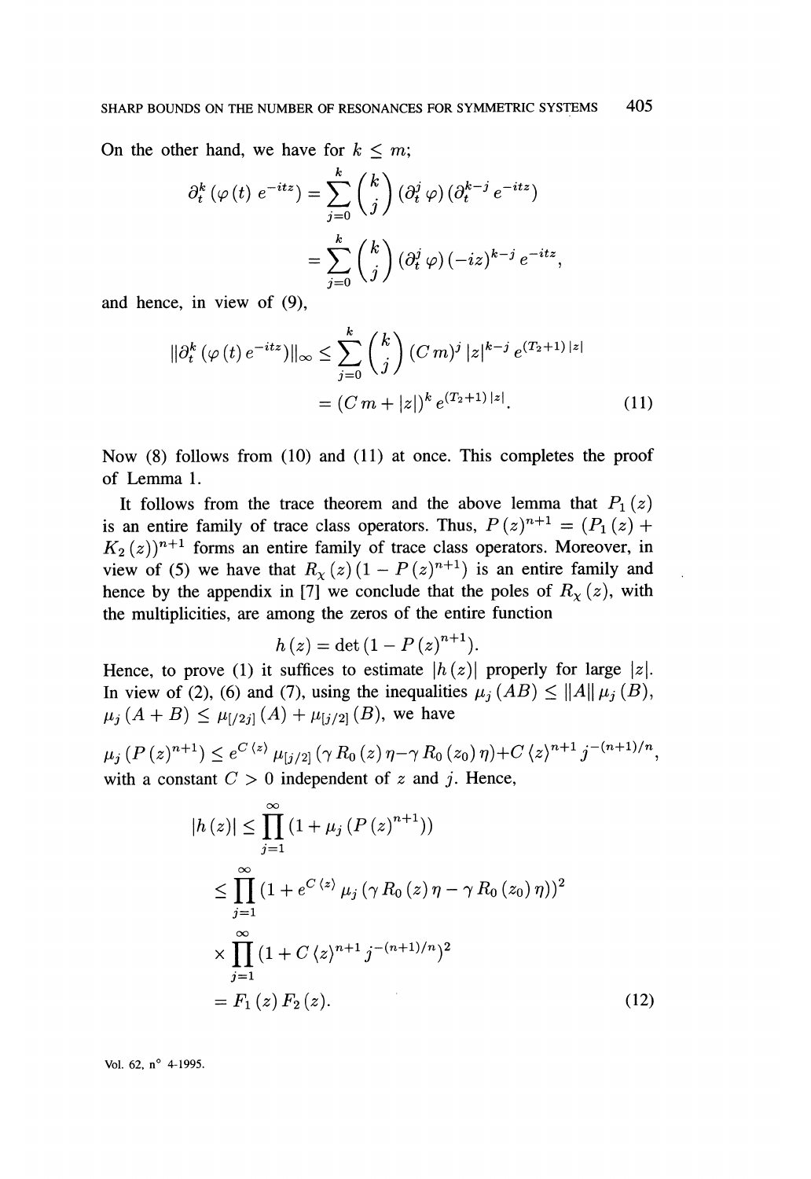On the other hand, we have for $k \leq m$;

$$\partial_t^k \left(\varphi(t)\, e^{-itz}\right) = \sum_{j=0}^{k} \binom{k}{j} (\partial_t^j \varphi)(\partial_t^{k-j} e^{-itz})$$

$$= \sum_{j=0}^{k} \binom{k}{j} (\partial_t^j \varphi)(-iz)^{k-j} e^{-itz},$$

and hence, in view of (9),

$$\|\partial_t^k \left(\varphi(t)\, e^{-itz}\right)\|_\infty \leq \sum_{j=0}^{k} \binom{k}{j} (C\, m)^j\, |z|^{k-j}\, e^{(T_2+1)\,|z|}$$

$$= (C\, m + |z|)^k\, e^{(T_2+1)\,|z|}. \tag{11}$$

Now (8) follows from (10) and (11) at once. This completes the proof of Lemma 1.

It follows from the trace theorem and the above lemma that $P_1(z)$ is an entire family of trace class operators. Thus, $P(z)^{n+1} = (P_1(z) + K_2(z))^{n+1}$ forms an entire family of trace class operators. Moreover, in view of (5) we have that $R_\chi(z)(1 - P(z)^{n+1})$ is an entire family and hence by the appendix in [7] we conclude that the poles of $R_\chi(z)$, with the multiplicities, are among the zeros of the entire function

$$h(z) = \det(1 - P(z)^{n+1}).$$

Hence, to prove (1) it suffices to estimate $|h(z)|$ properly for large $|z|$. In view of (2), (6) and (7), using the inequalities $\mu_j(AB) \leq \|A\|\, \mu_j(B)$, $\mu_j(A + B) \leq \mu_{[/2j]}(A) + \mu_{[j/2]}(B)$, we have

$$\mu_j(P(z)^{n+1}) \leq e^{C\langle z\rangle}\, \mu_{[j/2]}(\gamma\, R_0(z)\, \eta - \gamma\, R_0(z_0)\, \eta) + C\,\langle z\rangle^{n+1}\, j^{-(n+1)/n},$$

with a constant $C > 0$ independent of $z$ and $j$. Hence,

$$|h(z)| \leq \prod_{j=1}^{\infty} (1 + \mu_j(P(z)^{n+1}))$$

$$\leq \prod_{j=1}^{\infty} (1 + e^{C\langle z\rangle}\, \mu_j(\gamma\, R_0(z)\, \eta - \gamma\, R_0(z_0)\, \eta))^2$$

$$\times \prod_{j=1}^{\infty} (1 + C\,\langle z\rangle^{n+1}\, j^{-(n+1)/n})^2$$

$$= F_1(z)\, F_2(z). \tag{12}$$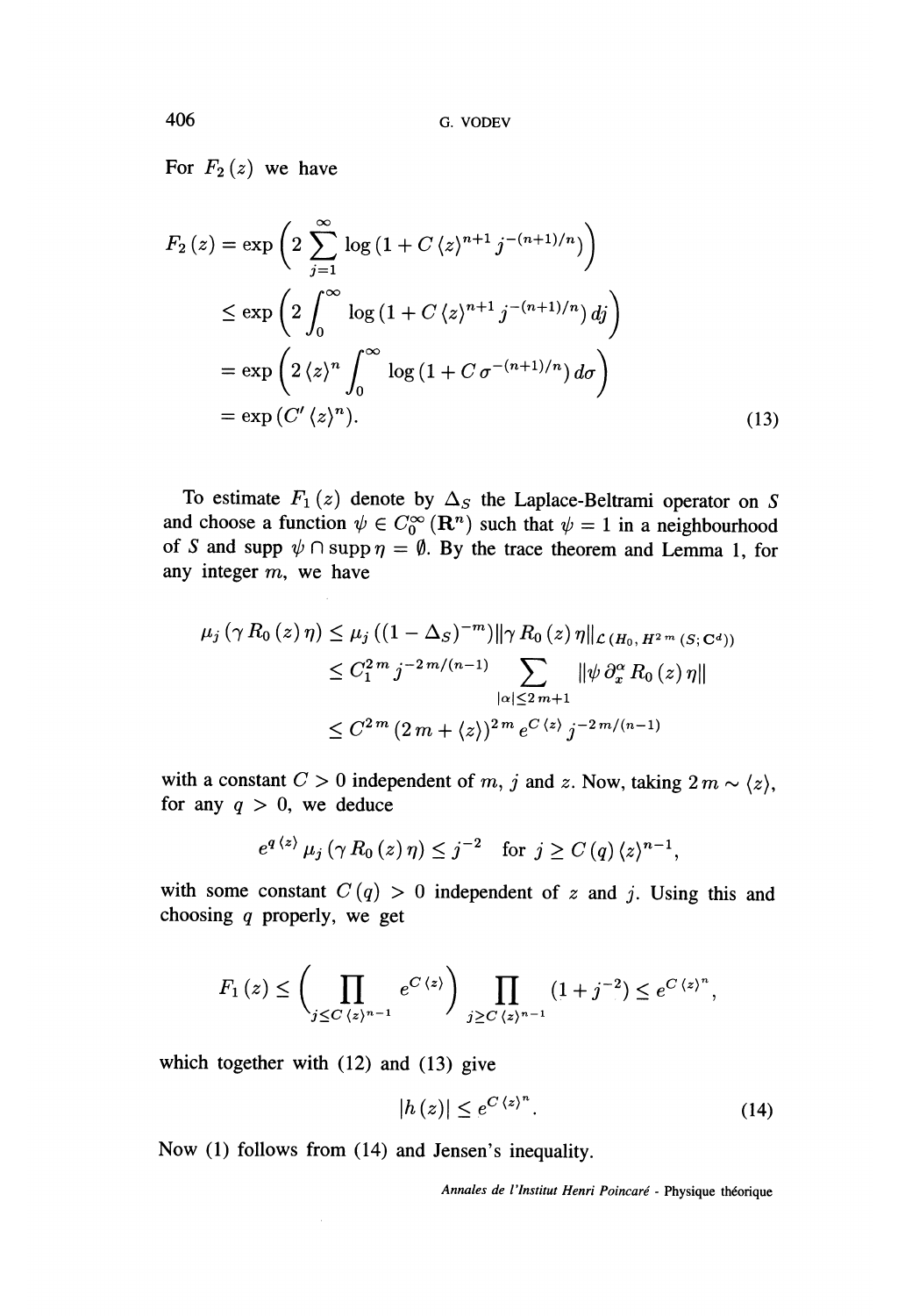For $F_2(z)$ we have

$$
\begin{aligned}
F_2(z) &= \exp\left(2\sum_{j=1}^{\infty} \log\left(1 + C\langle z\rangle^{n+1} j^{-(n+1)/n}\right)\right) \\
&\leq \exp\left(2\int_0^{\infty} \log\left(1 + C\langle z\rangle^{n+1} j^{-(n+1)/n}\right) dj\right) \\
&= \exp\left(2\langle z\rangle^{n} \int_0^{\infty} \log\left(1 + C\,\sigma^{-(n+1)/n}\right) d\sigma\right) \\
&= \exp\left(C'\langle z\rangle^{n}\right).
\end{aligned}
\tag{13}
$$

To estimate $F_1(z)$ denote by $\Delta_S$ the Laplace-Beltrami operator on $S$ and choose a function $\psi \in C_0^{\infty}(\mathbf{R}^n)$ such that $\psi = 1$ in a neighbourhood of $S$ and $\operatorname{supp}\psi \cap \operatorname{supp}\eta = \emptyset$. By the trace theorem and Lemma 1, for any integer $m$, we have

$$
\begin{aligned}
\mu_j(\gamma R_0(z)\eta) &\leq \mu_j\left((1-\Delta_S)^{-m}\right)\|\gamma R_0(z)\eta\|_{\mathcal{L}(H_0,\, H^{2m}(S;\mathbf{C}^d))} \\
&\leq C_1^{2m} j^{-2m/(n-1)} \sum_{|\alpha|\leq 2m+1} \|\psi\,\partial_x^{\alpha} R_0(z)\eta\| \\
&\leq C^{2m}(2m + \langle z\rangle)^{2m} e^{C\langle z\rangle} j^{-2m/(n-1)}
\end{aligned}
$$

with a constant $C > 0$ independent of $m$, $j$ and $z$. Now, taking $2m \sim \langle z\rangle$, for any $q > 0$, we deduce

$$
e^{q\langle z\rangle}\mu_j(\gamma R_0(z)\eta) \leq j^{-2} \quad \text{for } j \geq C(q)\langle z\rangle^{n-1},
$$

with some constant $C(q) > 0$ independent of $z$ and $j$. Using this and choosing $q$ properly, we get

$$
F_1(z) \leq \left(\prod_{j\leq C\langle z\rangle^{n-1}} e^{C\langle z\rangle}\right) \prod_{j\geq C\langle z\rangle^{n-1}} (1 + j^{-2}) \leq e^{C\langle z\rangle^{n}},
$$

which together with (12) and (13) give

$$
|h(z)| \leq e^{C\langle z\rangle^{n}}. \tag{14}
$$

Now (1) follows from (14) and Jensen's inequality.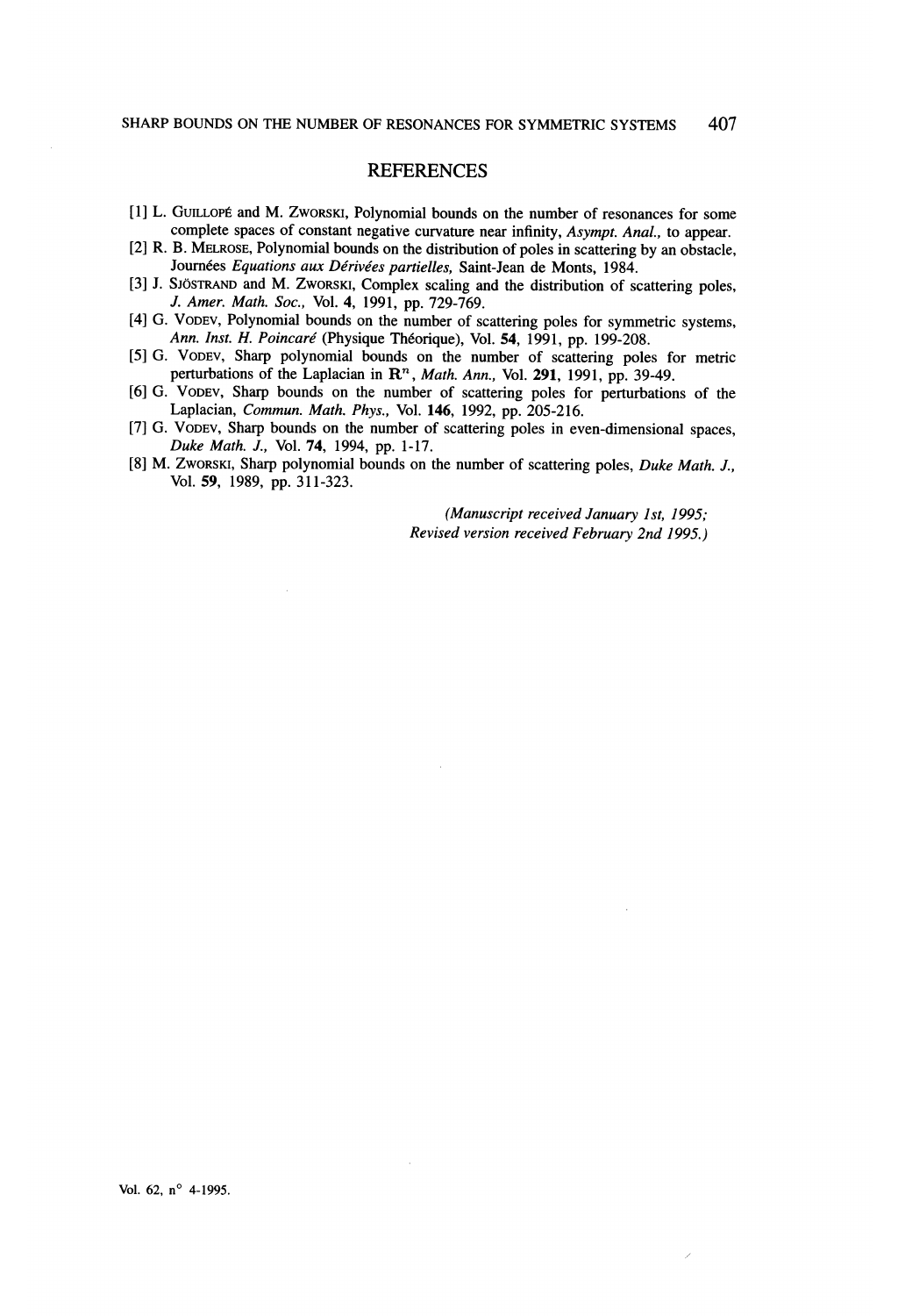## REFERENCES

[1] L. Guillopé and M. Zworski, Polynomial bounds on the number of resonances for some complete spaces of constant negative curvature near infinity, *Asympt. Anal.*, to appear.

[2] R. B. Melrose, Polynomial bounds on the distribution of poles in scattering by an obstacle, Journées *Equations aux Dérivées partielles,* Saint-Jean de Monts, 1984.

[3] J. Sjöstrand and M. Zworski, Complex scaling and the distribution of scattering poles, *J. Amer. Math. Soc.,* Vol. **4**, 1991, pp. 729-769.

[4] G. Vodev, Polynomial bounds on the number of scattering poles for symmetric systems, *Ann. Inst. H. Poincaré* (Physique Théorique), Vol. **54**, 1991, pp. 199-208.

[5] G. Vodev, Sharp polynomial bounds on the number of scattering poles for metric perturbations of the Laplacian in $\mathbf{R}^n$, *Math. Ann.,* Vol. **291**, 1991, pp. 39-49.

[6] G. Vodev, Sharp bounds on the number of scattering poles for perturbations of the Laplacian, *Commun. Math. Phys.,* Vol. **146**, 1992, pp. 205-216.

[7] G. Vodev, Sharp bounds on the number of scattering poles in even-dimensional spaces, *Duke Math. J.,* Vol. **74**, 1994, pp. 1-17.

[8] M. Zworski, Sharp polynomial bounds on the number of scattering poles, *Duke Math. J.,* Vol. **59**, 1989, pp. 311-323.

*(Manuscript received January 1st, 1995;*
*Revised version received February 2nd 1995.)*